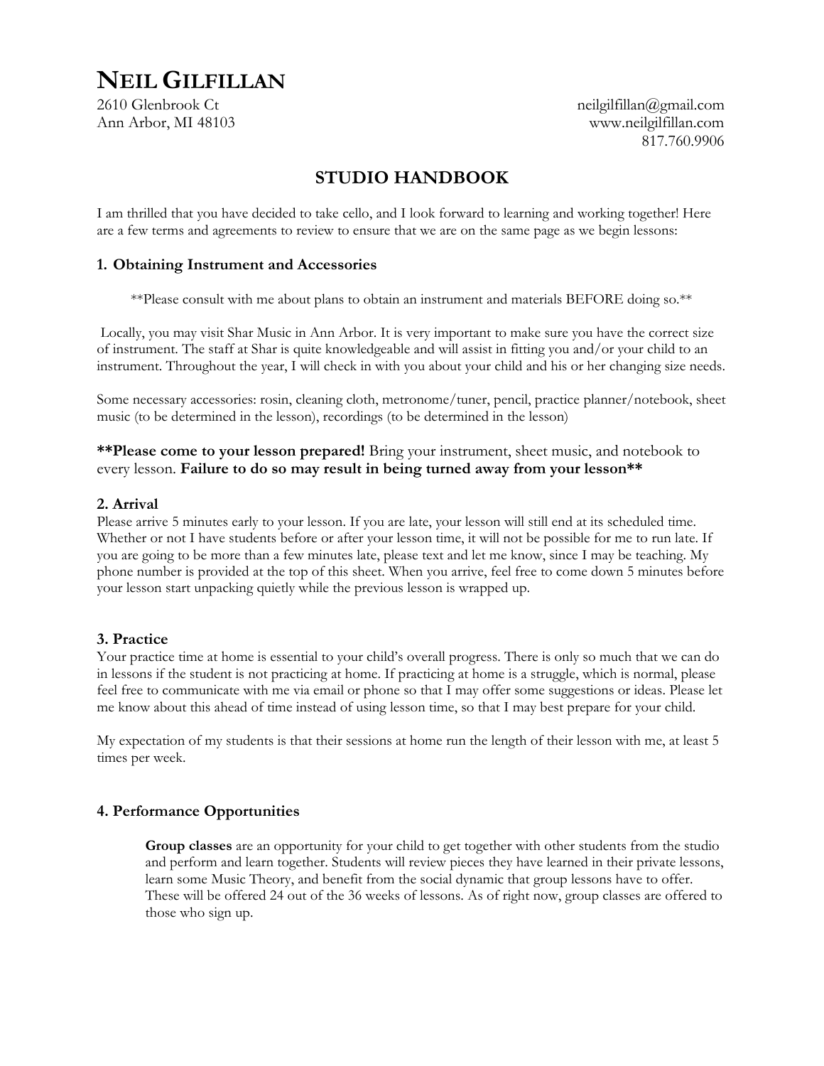# NEIL GILFILLAN

2610 Glenbrook Ct
Ann Arbor, MI 48103

neilgilfillan@gmail.com
www.neilgilfillan.com
817.760.9906

## STUDIO HANDBOOK

I am thrilled that you have decided to take cello, and I look forward to learning and working together! Here are a few terms and agreements to review to ensure that we are on the same page as we begin lessons:

### 1. Obtaining Instrument and Accessories

**Please consult with me about plans to obtain an instrument and materials BEFORE doing so.**

Locally, you may visit Shar Music in Ann Arbor. It is very important to make sure you have the correct size of instrument. The staff at Shar is quite knowledgeable and will assist in fitting you and/or your child to an instrument. Throughout the year, I will check in with you about your child and his or her changing size needs.

Some necessary accessories: rosin, cleaning cloth, metronome/tuner, pencil, practice planner/notebook, sheet music (to be determined in the lesson), recordings (to be determined in the lesson)

****Please come to your lesson prepared!** Bring your instrument, sheet music, and notebook to every lesson. **Failure to do so may result in being turned away from your lesson****

### 2. Arrival

Please arrive 5 minutes early to your lesson. If you are late, your lesson will still end at its scheduled time. Whether or not I have students before or after your lesson time, it will not be possible for me to run late. If you are going to be more than a few minutes late, please text and let me know, since I may be teaching. My phone number is provided at the top of this sheet. When you arrive, feel free to come down 5 minutes before your lesson start unpacking quietly while the previous lesson is wrapped up.

### 3. Practice

Your practice time at home is essential to your child's overall progress. There is only so much that we can do in lessons if the student is not practicing at home. If practicing at home is a struggle, which is normal, please feel free to communicate with me via email or phone so that I may offer some suggestions or ideas. Please let me know about this ahead of time instead of using lesson time, so that I may best prepare for your child.

My expectation of my students is that their sessions at home run the length of their lesson with me, at least 5 times per week.

### 4. Performance Opportunities

**Group classes** are an opportunity for your child to get together with other students from the studio and perform and learn together. Students will review pieces they have learned in their private lessons, learn some Music Theory, and benefit from the social dynamic that group lessons have to offer. These will be offered 24 out of the 36 weeks of lessons. As of right now, group classes are offered to those who sign up.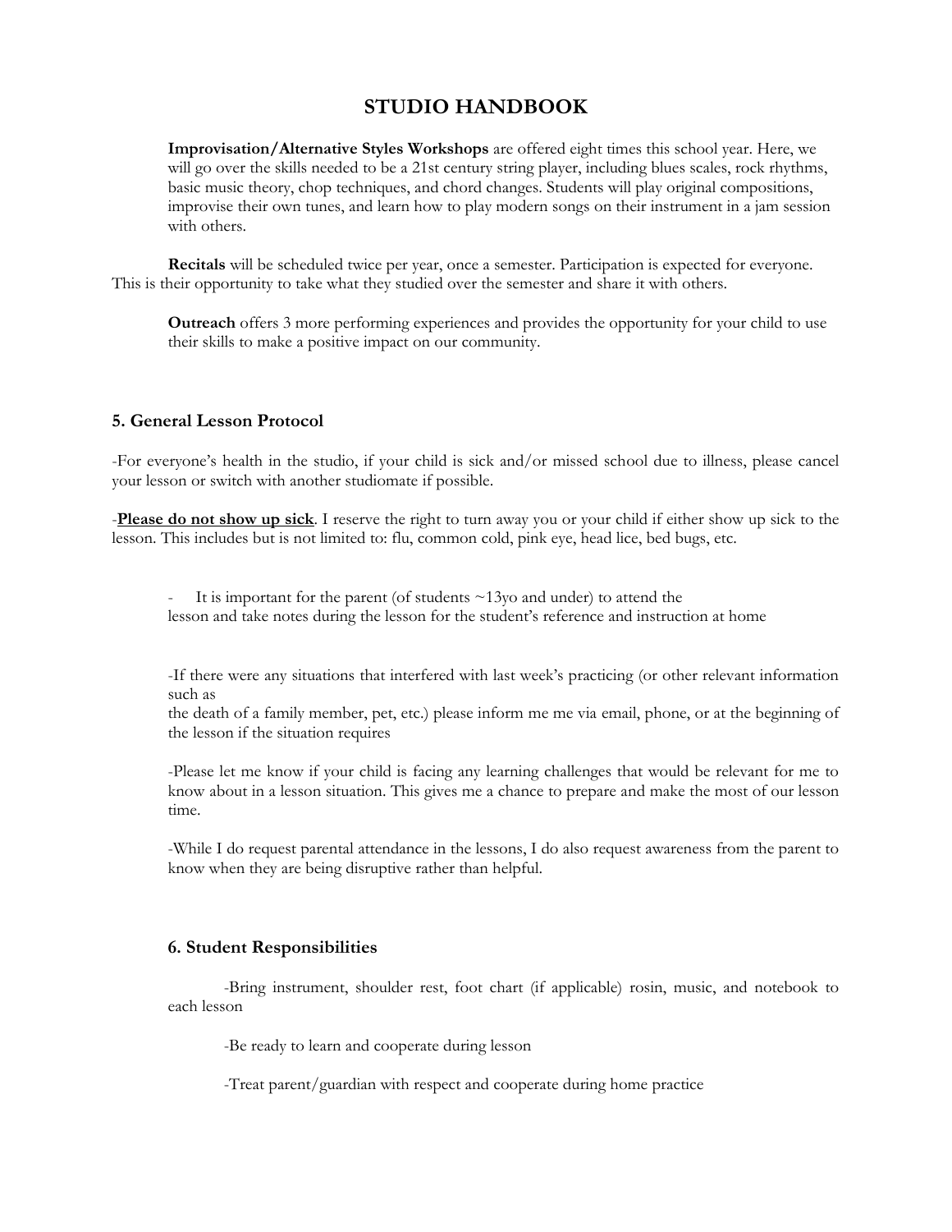# STUDIO HANDBOOK

**Improvisation/Alternative Styles Workshops** are offered eight times this school year. Here, we will go over the skills needed to be a 21st century string player, including blues scales, rock rhythms, basic music theory, chop techniques, and chord changes. Students will play original compositions, improvise their own tunes, and learn how to play modern songs on their instrument in a jam session with others.

**Recitals** will be scheduled twice per year, once a semester. Participation is expected for everyone. This is their opportunity to take what they studied over the semester and share it with others.

**Outreach** offers 3 more performing experiences and provides the opportunity for your child to use their skills to make a positive impact on our community.

### 5. General Lesson Protocol

-For everyone's health in the studio, if your child is sick and/or missed school due to illness, please cancel your lesson or switch with another studiomate if possible.

-**Please do not show up sick**. I reserve the right to turn away you or your child if either show up sick to the lesson. This includes but is not limited to: flu, common cold, pink eye, head lice, bed bugs, etc.

- It is important for the parent (of students ~13yo and under) to attend the lesson and take notes during the lesson for the student's reference and instruction at home

-If there were any situations that interfered with last week's practicing (or other relevant information such as the death of a family member, pet, etc.) please inform me me via email, phone, or at the beginning of the lesson if the situation requires

-Please let me know if your child is facing any learning challenges that would be relevant for me to know about in a lesson situation. This gives me a chance to prepare and make the most of our lesson time.

-While I do request parental attendance in the lessons, I do also request awareness from the parent to know when they are being disruptive rather than helpful.

### 6. Student Responsibilities

-Bring instrument, shoulder rest, foot chart (if applicable) rosin, music, and notebook to each lesson

-Be ready to learn and cooperate during lesson

-Treat parent/guardian with respect and cooperate during home practice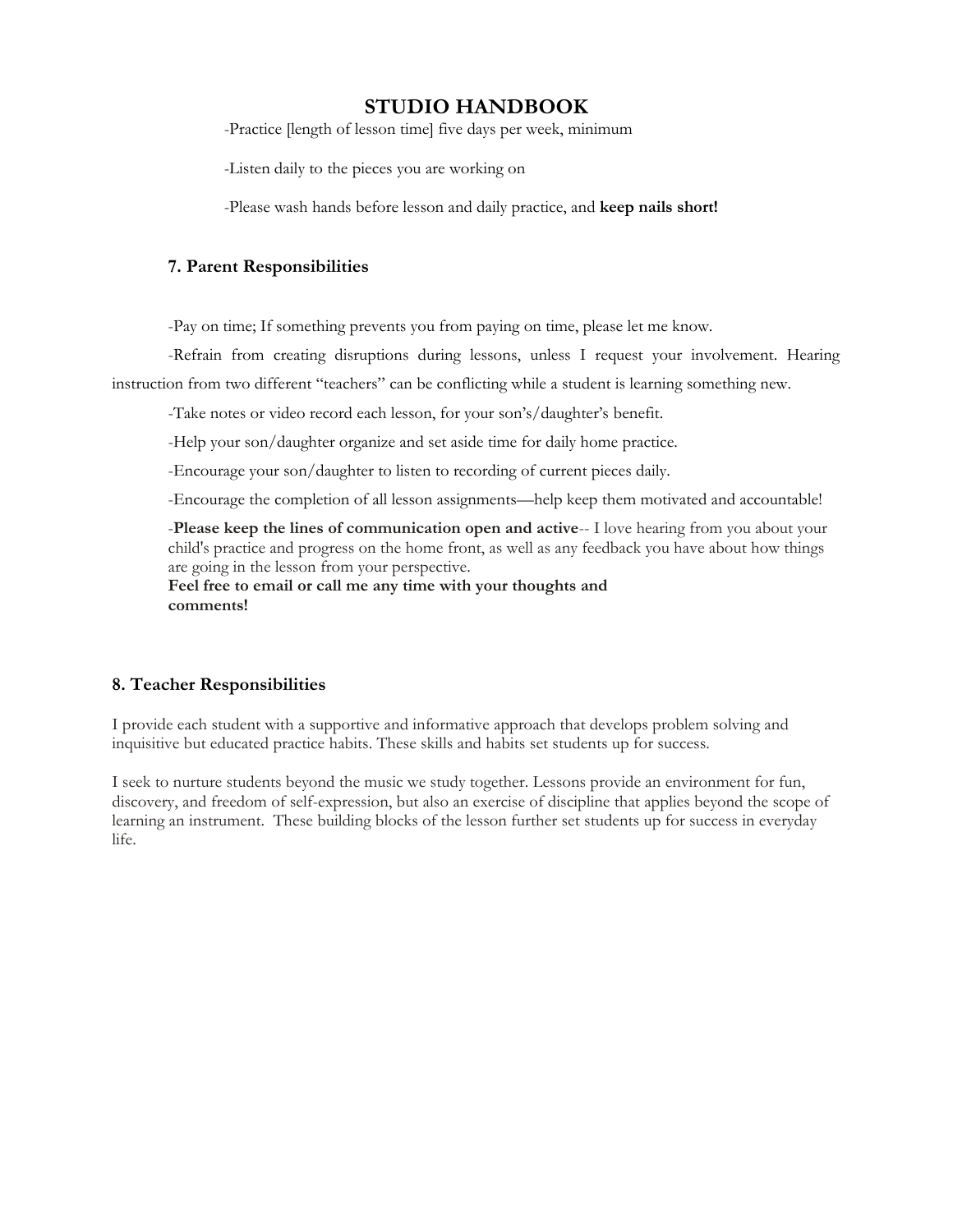# STUDIO HANDBOOK

-Practice [length of lesson time] five days per week, minimum

-Listen daily to the pieces you are working on

-Please wash hands before lesson and daily practice, and **keep nails short!**

### 7. Parent Responsibilities

-Pay on time; If something prevents you from paying on time, please let me know.

-Refrain from creating disruptions during lessons, unless I request your involvement. Hearing instruction from two different "teachers" can be conflicting while a student is learning something new.

-Take notes or video record each lesson, for your son's/daughter's benefit.

-Help your son/daughter organize and set aside time for daily home practice.

-Encourage your son/daughter to listen to recording of current pieces daily.

-Encourage the completion of all lesson assignments—help keep them motivated and accountable!

-**Please keep the lines of communication open and active**-- I love hearing from you about your child's practice and progress on the home front, as well as any feedback you have about how things are going in the lesson from your perspective.
**Feel free to email or call me any time with your thoughts and comments!**

### 8. Teacher Responsibilities

I provide each student with a supportive and informative approach that develops problem solving and inquisitive but educated practice habits. These skills and habits set students up for success.

I seek to nurture students beyond the music we study together. Lessons provide an environment for fun, discovery, and freedom of self-expression, but also an exercise of discipline that applies beyond the scope of learning an instrument. These building blocks of the lesson further set students up for success in everyday life.